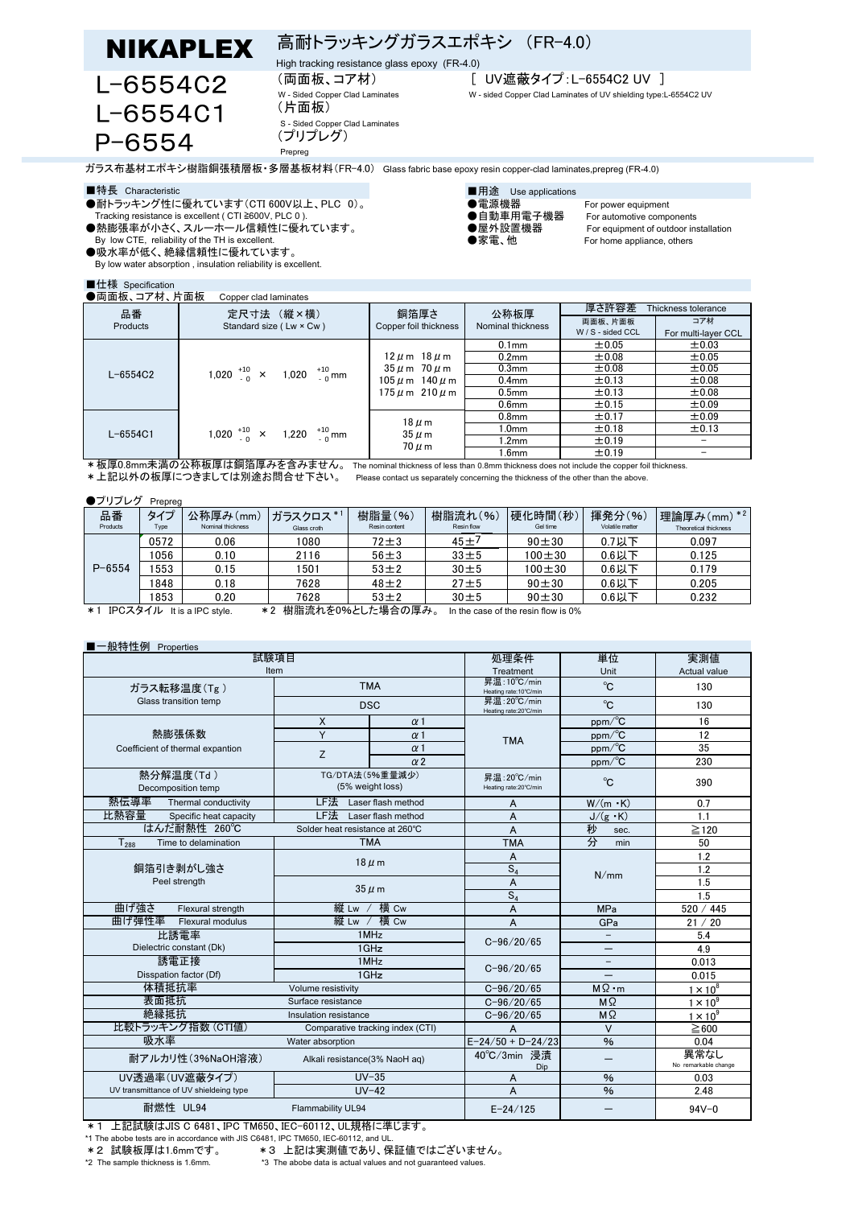# NIKAPLEX

## 高耐トラッキングガラスエポキシ （FR-4.0）

High tracking resistance glass epoxy (FR-4.0)

**L-6554C2** （両面板、コア材）
W - Sided Copper Clad Laminates

［ UV遮蔽タイプ：L-6554C2 UV ］
W - sided Copper Clad Laminates of UV shielding type:L-6554C2 UV

**L-6554C1** （片面板）
S - Sided Copper Clad Laminates

**P-6554** （プリプレグ）
Prepreg

ガラス布基材エポキシ樹脂銅張積層板・多層基板材料（FR-4.0） Glass fabric base epoxy resin copper-clad laminates,prepreg (FR-4.0)

### ■特長 Characteristic

- ●耐トラッキング性に優れています（CTI 600V以上、PLC 0）。
  Tracking resistance is excellent ( CTI ≧600V, PLC 0 ).
- ●熱膨張率が小さく、スルーホール信頼性に優れています。
  By low CTE, reliability of the TH is excellent.
- ●吸水率が低く、絶縁信頼性に優れています。
  By low water absorption , insulation reliability is excellent.

### ■用途 Use applications

- ●電源機器 For power equipment
- ●自動車用電子機器 For automotive components
- ●屋外設置機器 For equipment of outdoor installation
- ●家電、他 For home appliance, others

### ■仕様 Specification

●両面板、コア材、片面板 Copper clad laminates

| 品番 Products | 定尺寸法 （縦×横） Standard size ( Lw × Cw ) | 銅箔厚さ Copper foil thickness | 公称板厚 Nominal thickness | 厚さ許容差 Thickness tolerance 両面板、片面板 W / S - sided CCL | コア材 For multi-layer CCL |
|---|---|---|---|---|---|
| L-6554C2 | 1,020 $^{+10}_{-0}$ × 1,020 $^{+10}_{-0}$ mm | 12μm 18μm<br>35μm 70μm<br>105μm 140μm<br>175μm 210μm | 0.1mm | ±0.05 | ±0.03 |
| | | | 0.2mm | ±0.08 | ±0.05 |
| | | | 0.3mm | ±0.08 | ±0.05 |
| | | | 0.4mm | ±0.13 | ±0.08 |
| | | | 0.5mm | ±0.13 | ±0.08 |
| | | | 0.6mm | ±0.15 | ±0.09 |
| L-6554C1 | 1,020 $^{+10}_{-0}$ × 1,220 $^{+10}_{-0}$ mm | 18μm<br>35μm<br>70μm | 0.8mm | ±0.17 | ±0.09 |
| | | | 1.0mm | ±0.18 | ±0.13 |
| | | | 1.2mm | ±0.19 | − |
| | | | 1.6mm | ±0.19 | − |

＊板厚0.8mm未満の公称板厚は銅箔厚みを含みません。 The nominal thickness of less than 0.8mm thickness does not include the copper foil thickness.
＊上記以外の板厚につきましては別途お問合せ下さい。 Please contact us separately concerning the thickness of the other than the above.

●プリプレグ Prepreg

| 品番 Products | タイプ Type | 公称厚み(mm) Nominal thickness | ガラスクロス[*1] Glass croth | 樹脂量(%) Resin content | 樹脂流れ(%) Resin flow | 硬化時間(秒) Gel time | 揮発分(%) Volatile matter | 理論厚み(mm)[*2] Theoretical thickness |
|---|---|---|---|---|---|---|---|---|
| P-6554 | 0572 | 0.06 | 1080 | 72±3 | 45±7 | 90±30 | 0.7以下 | 0.097 |
| | 1056 | 0.10 | 2116 | 56±3 | 33±5 | 100±30 | 0.6以下 | 0.125 |
| | 1553 | 0.15 | 1501 | 53±2 | 30±5 | 100±30 | 0.6以下 | 0.179 |
| | 1848 | 0.18 | 7628 | 48±2 | 27±5 | 90±30 | 0.6以下 | 0.205 |
| | 1853 | 0.20 | 7628 | 53±2 | 30±5 | 90±30 | 0.6以下 | 0.232 |

＊1 IPCスタイル It is a IPC style. ＊2 樹脂流れを0%とした場合の厚み。 In the case of the resin flow is 0%

### ■一般特性例 Properties

| 試験項目 Item | | | 処理条件 Treatment | 単位 Unit | 実測値 Actual value |
|---|---|---|---|---|---|
| ガラス転移温度（Tg） Glass transition temp | TMA | | 昇温：10℃/min Heating rate:10℃/min | ℃ | 130 |
| | DSC | | 昇温：20℃/min Heating rate:20℃/min | ℃ | 130 |
| 熱膨張係数 Coefficient of thermal expantion | X | α1 | TMA | ppm/℃ | 16 |
| | Y | α1 | | ppm/℃ | 12 |
| | Z | α1 | | ppm/℃ | 35 |
| | | α2 | | ppm/℃ | 230 |
| 熱分解温度（Td） Decomposition temp | TG/DTA法（5%重量減少） (5% weight loss) | | 昇温：20℃/min Heating rate:20℃/min | ℃ | 390 |
| 熱伝導率 Thermal conductivity | LF法 Laser flash method | | A | W/(m・K) | 0.7 |
| 比熱容量 Specific heat capacity | LF法 Laser flash method | | A | J/(g・K) | 1.1 |
| はんだ耐熱性 260℃ | Solder heat resistance at 260℃ | | A | 秒 sec. | ≧120 |
| $T_{288}$ Time to delamination | TMA | | TMA | 分 min | 50 |
| 銅箔引き剥がし強さ Peel strength | 18μm | | A | N/mm | 1.2 |
| | | | $S_4$ | | 1.2 |
| | 35μm | | A | | 1.5 |
| | | | $S_4$ | | 1.5 |
| 曲げ強さ Flexural strength | 縦 Lw / 横 Cw | | A | MPa | 520 / 445 |
| 曲げ弾性率 Flexural modulus | 縦 Lw / 横 Cw | | A | GPa | 21 / 20 |
| 比誘電率 Dielectric constant (Dk) | 1MHz | | C-96/20/65 | − | 5.4 |
| | 1GHz | | | − | 4.9 |
| 誘電正接 Disspation factor (Df) | 1MHz | | C-96/20/65 | − | 0.013 |
| | 1GHz | | | − | 0.015 |
| 体積抵抗率 | Volume resistivity | | C-96/20/65 | MΩ・m | $1\times10^{8}$ |
| 表面抵抗 | Surface resistance | | C-96/20/65 | MΩ | $1\times10^{9}$ |
| 絶縁抵抗 | Insulation resistance | | C-96/20/65 | MΩ | $1\times10^{9}$ |
| 比較トラッキング指数（CTI値） | Comparative tracking index (CTI) | | A | V | ≧600 |
| 吸水率 | Water absorption | | E-24/50 + D-24/23 | % | 0.04 |
| 耐アルカリ性（3%NaOH溶液） | Alkali resistance(3% NaoH aq) | | 40℃/3min 浸漬 Dip | − | 異常なし No remarkable change |
| UV透過率（UV遮蔽タイプ） UV transmittance of UV shieldeing type | UV-35 | | A | % | 0.03 |
| | UV-42 | | A | % | 2.48 |
| 耐燃性 UL94 | Flammability UL94 | | E-24/125 | − | 94V-0 |

＊1 上記試験はJIS C 6481、IPC TM650、IEC-60112、UL規格に準じます。
*1 The abobe tests are in accordance with JIS C6481, IPC TM650, IEC-60112, and UL.
＊2 試験板厚は1.6mmです。 *2 The sample thickness is 1.6mm.
＊3 上記は実測値であり、保証値ではございません。 *3 The abobe data is actual values and not guaranteed values.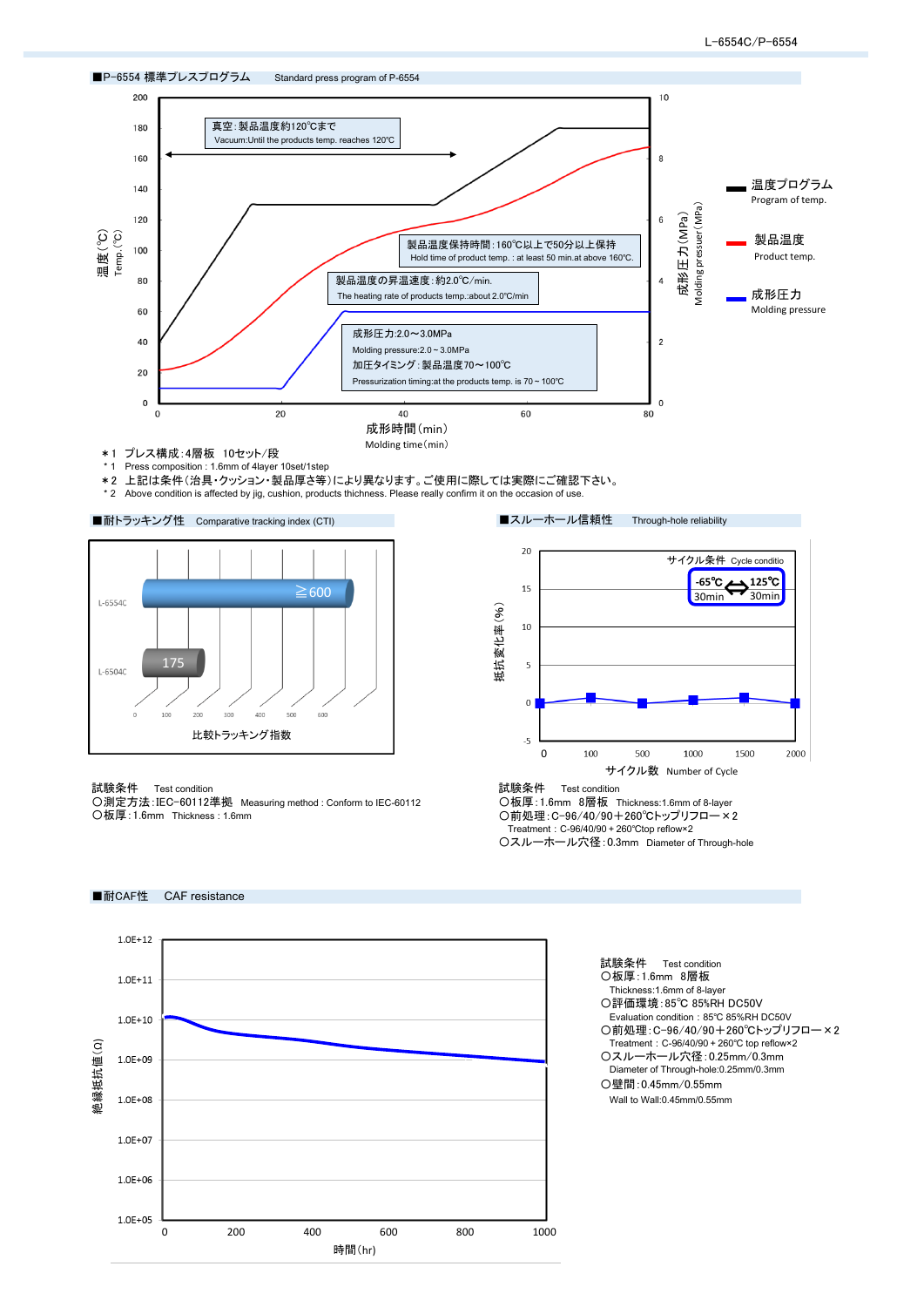■P-6554 標準プレスプログラム　Standard press program of P-6554

真空：製品温度約120℃まで
Vacuum:Until the products temp. reaches 120℃

製品温度保持時間：160℃以上で50分以上保持
Hold time of product temp. : at least 50 min.at above 160℃.

製品温度の昇温速度：約2.0℃/min.
The heating rate of products temp.:about 2.0℃/min

成形圧力:2.0～3.0MPa
Molding pressure:2.0～3.0MPa
加圧タイミング：製品温度70～100℃
Pressurization timing:at the products temp. is 70～100℃

温度(℃) Temp.(℃)
成形圧力(MPa) Molding pressuer(MPa)
成形時間(min)
Molding time(min)

温度プログラム
Program of temp.
製品温度
Product temp.
成形圧力
Molding pressure

＊1　プレス構成：4層板　10セット/段
＊1　Press composition : 1.6mm of 4layer 10set/1step
＊2　上記は条件(治具・クッション・製品厚さ等)により異なります。ご使用に際しては実際にご確認下さい。
＊2　Above condition is affected by jig, cushion, products thichness. Please really confirm it on the occasion of use.

■耐トラッキング性　Comparative tracking index (CTI)

L-6554C　≧600
L-6504C　175
比較トラッキング指数

試験条件　Test condition
○測定方法：IEC-60112準拠　Measuring method : Conform to IEC-60112
○板厚：1.6mm　Thickness : 1.6mm

■スルーホール信頼性　Through-hole reliability

サイクル条件 Cycle conditio
-65℃ 30min ⇔ 125℃ 30min
抵抗変化率(%)
サイクル数　Number of Cycle

試験条件　Test condition
○板厚：1.6mm　8層板　Thickness:1.6mm of 8-layer
○前処理：C-96/40/90＋260℃トップリフロー×2
Treatment : C-96/40/90＋260℃top reflow×2
○スルーホール穴径：0.3mm　Diameter of Through-hole

■耐CAF性　CAF resistance

絶縁抵抗値(Ω)
時間(hr)

試験条件　Test condition
○板厚：1.6mm　8層板
Thickness:1.6mm of 8-layer
○評価環境：85℃ 85%RH DC50V
Evaluation condition : 85℃ 85%RH DC50V
○前処理：C-96/40/90＋260℃トップリフロー×2
Treatment : C-96/40/90＋260℃ top reflow×2
○スルーホール穴径：0.25mm/0.3mm
Diameter of Through-hole:0.25mm/0.3mm
○壁間：0.45mm/0.55mm
Wall to Wall:0.45mm/0.55mm